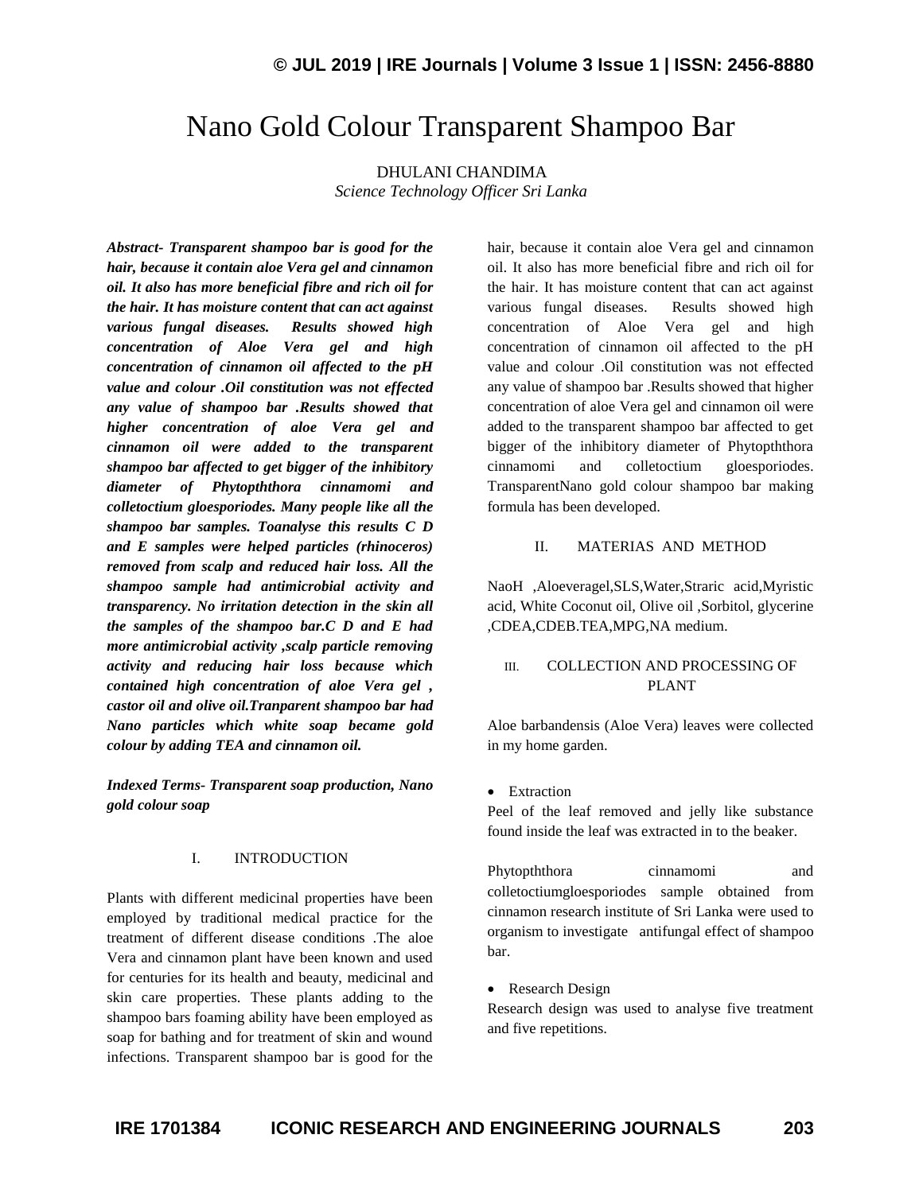# Nano Gold Colour Transparent Shampoo Bar

DHULANI CHANDIMA
*Science Technology Officer Sri Lanka*

***Abstract-** Transparent shampoo bar is good for the hair, because it contain aloe Vera gel and cinnamon oil. It also has more beneficial fibre and rich oil for the hair. It has moisture content that can act against various fungal diseases. Results showed high concentration of Aloe Vera gel and high concentration of cinnamon oil affected to the pH value and colour .Oil constitution was not effected any value of shampoo bar .Results showed that higher concentration of aloe Vera gel and cinnamon oil were added to the transparent shampoo bar affected to get bigger of the inhibitory diameter of Phytopththora cinnamomi and colletoctium gloesporiodes. Many people like all the shampoo bar samples. Toanalyse this results C D and E samples were helped particles (rhinoceros) removed from scalp and reduced hair loss. All the shampoo sample had antimicrobial activity and transparency. No irritation detection in the skin all the samples of the shampoo bar.C D and E had more antimicrobial activity ,scalp particle removing activity and reducing hair loss because which contained high concentration of aloe Vera gel , castor oil and olive oil.Tranparent shampoo bar had Nano particles which white soap became gold colour by adding TEA and cinnamon oil.*

***Indexed Terms-** Transparent soap production, Nano gold colour soap*

## I. INTRODUCTION

Plants with different medicinal properties have been employed by traditional medical practice for the treatment of different disease conditions .The aloe Vera and cinnamon plant have been known and used for centuries for its health and beauty, medicinal and skin care properties. These plants adding to the shampoo bars foaming ability have been employed as soap for bathing and for treatment of skin and wound infections. Transparent shampoo bar is good for the hair, because it contain aloe Vera gel and cinnamon oil. It also has more beneficial fibre and rich oil for the hair. It has moisture content that can act against various fungal diseases. Results showed high concentration of Aloe Vera gel and high concentration of cinnamon oil affected to the pH value and colour .Oil constitution was not effected any value of shampoo bar .Results showed that higher concentration of aloe Vera gel and cinnamon oil were added to the transparent shampoo bar affected to get bigger of the inhibitory diameter of Phytopththora cinnamomi and colletoctium gloesporiodes. TransparentNano gold colour shampoo bar making formula has been developed.

## II. MATERIAS AND METHOD

NaoH ,Aloeveragel,SLS,Water,Straric acid,Myristic acid, White Coconut oil, Olive oil ,Sorbitol, glycerine ,CDEA,CDEB.TEA,MPG,NA medium.

## III. COLLECTION AND PROCESSING OF PLANT

Aloe barbandensis (Aloe Vera) leaves were collected in my home garden.

- Extraction

Peel of the leaf removed and jelly like substance found inside the leaf was extracted in to the beaker.

Phytopththora cinnamomi and colletoctiumgloesporiodes sample obtained from cinnamon research institute of Sri Lanka were used to organism to investigate antifungal effect of shampoo bar.

- Research Design

Research design was used to analyse five treatment and five repetitions.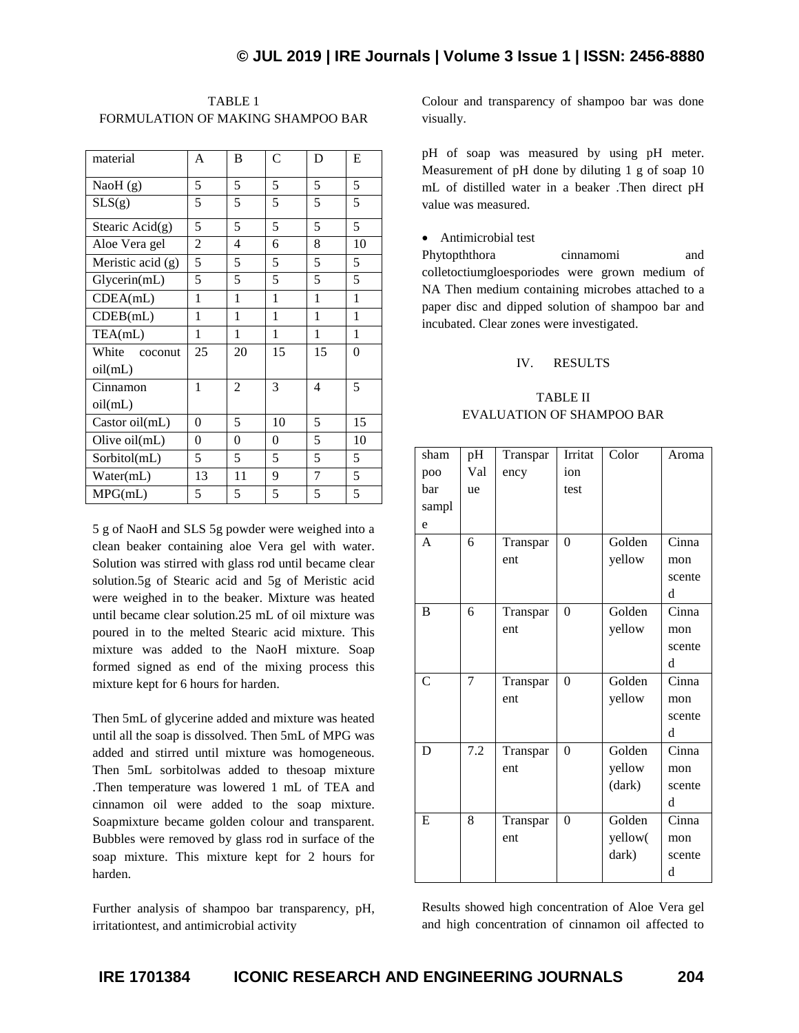TABLE 1
FORMULATION OF MAKING SHAMPOO BAR

| material | A | B | C | D | E |
|---|---|---|---|---|---|
| NaoH (g) | 5 | 5 | 5 | 5 | 5 |
| SLS(g) | 5 | 5 | 5 | 5 | 5 |
| Stearic Acid(g) | 5 | 5 | 5 | 5 | 5 |
| Aloe Vera gel | 2 | 4 | 6 | 8 | 10 |
| Meristic acid (g) | 5 | 5 | 5 | 5 | 5 |
| Glycerin(mL) | 5 | 5 | 5 | 5 | 5 |
| CDEA(mL) | 1 | 1 | 1 | 1 | 1 |
| CDEB(mL) | 1 | 1 | 1 | 1 | 1 |
| TEA(mL) | 1 | 1 | 1 | 1 | 1 |
| White coconut oil(mL) | 25 | 20 | 15 | 15 | 0 |
| Cinnamon oil(mL) | 1 | 2 | 3 | 4 | 5 |
| Castor oil(mL) | 0 | 5 | 10 | 5 | 15 |
| Olive oil(mL) | 0 | 0 | 0 | 5 | 10 |
| Sorbitol(mL) | 5 | 5 | 5 | 5 | 5 |
| Water(mL) | 13 | 11 | 9 | 7 | 5 |
| MPG(mL) | 5 | 5 | 5 | 5 | 5 |

5 g of NaoH and SLS 5g powder were weighed into a clean beaker containing aloe Vera gel with water. Solution was stirred with glass rod until became clear solution.5g of Stearic acid and 5g of Meristic acid were weighed in to the beaker. Mixture was heated until became clear solution.25 mL of oil mixture was poured in to the melted Stearic acid mixture. This mixture was added to the NaoH mixture. Soap formed signed as end of the mixing process this mixture kept for 6 hours for harden.

Then 5mL of glycerine added and mixture was heated until all the soap is dissolved. Then 5mL of MPG was added and stirred until mixture was homogeneous. Then 5mL sorbitolwas added to thesoap mixture .Then temperature was lowered 1 mL of TEA and cinnamon oil were added to the soap mixture. Soapmixture became golden colour and transparent. Bubbles were removed by glass rod in surface of the soap mixture. This mixture kept for 2 hours for harden.

Further analysis of shampoo bar transparency, pH, irritationtest, and antimicrobial activity

Colour and transparency of shampoo bar was done visually.

pH of soap was measured by using pH meter. Measurement of pH done by diluting 1 g of soap 10 mL of distilled water in a beaker .Then direct pH value was measured.

- Antimicrobial test

Phytopththora cinnamomi and colletoctiumgloesporiodes were grown medium of NA Then medium containing microbes attached to a paper disc and dipped solution of shampoo bar and incubated. Clear zones were investigated.

## IV. RESULTS

TABLE II
EVALUATION OF SHAMPOO BAR

| shampoo bar sample | pH Value | Transparency | Irritation test | Color | Aroma |
|---|---|---|---|---|---|
| A | 6 | Transparent | 0 | Golden yellow | Cinnamon scented |
| B | 6 | Transparent | 0 | Golden yellow | Cinnamon scented |
| C | 7 | Transparent | 0 | Golden yellow | Cinnamon scented |
| D | 7.2 | Transparent | 0 | Golden yellow (dark) | Cinnamon scented |
| E | 8 | Transparent | 0 | Golden yellow(dark) | Cinnamon scented |

Results showed high concentration of Aloe Vera gel and high concentration of cinnamon oil affected to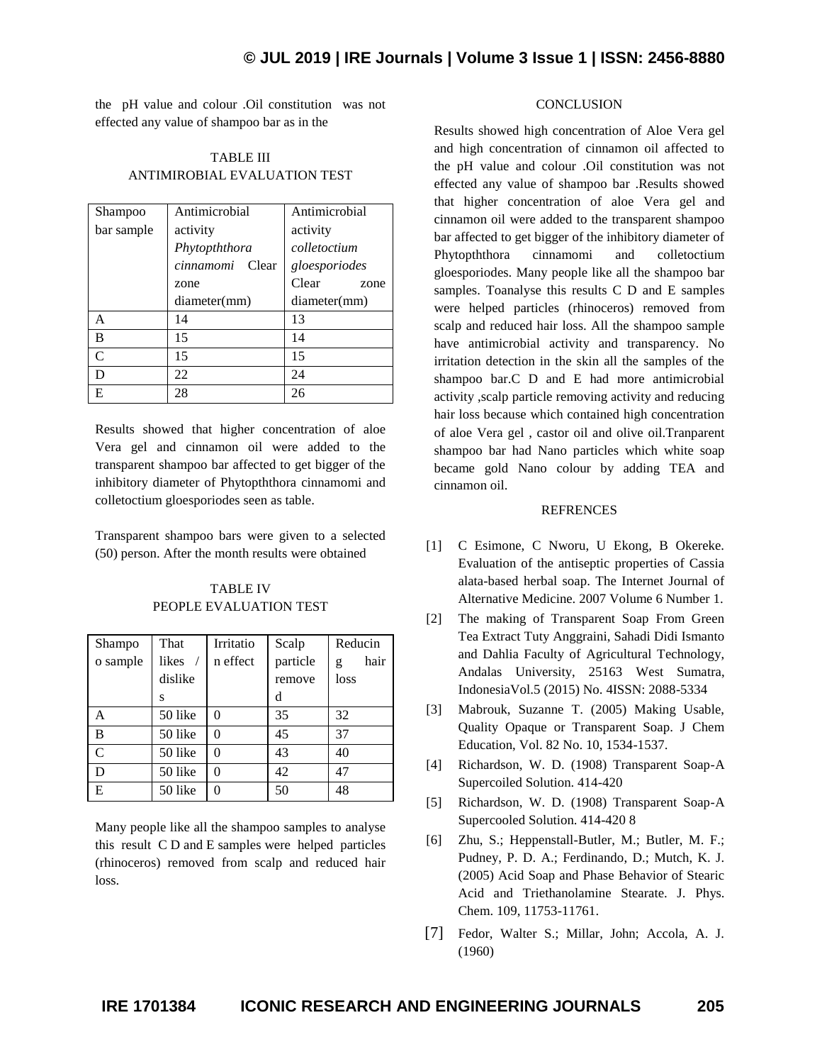the pH value and colour .Oil constitution was not effected any value of shampoo bar as in the

TABLE III
ANTIMIROBIAL EVALUATION TEST

| Shampoo bar sample | Antimicrobial activity *Phytopththora cinnamomi* Clear zone diameter(mm) | Antimicrobial activity *colletoctium gloesporiodes* Clear zone diameter(mm) |
|---|---|---|
| A | 14 | 13 |
| B | 15 | 14 |
| C | 15 | 15 |
| D | 22 | 24 |
| E | 28 | 26 |

Results showed that higher concentration of aloe Vera gel and cinnamon oil were added to the transparent shampoo bar affected to get bigger of the inhibitory diameter of Phytopththora cinnamomi and colletoctium gloesporiodes seen as table.

Transparent shampoo bars were given to a selected (50) person. After the month results were obtained

TABLE IV
PEOPLE EVALUATION TEST

| Shampoo sample | That likes / dislikes | Irritation effect | Scalp particle removed | Reducing hair loss |
|---|---|---|---|---|
| A | 50 like | 0 | 35 | 32 |
| B | 50 like | 0 | 45 | 37 |
| C | 50 like | 0 | 43 | 40 |
| D | 50 like | 0 | 42 | 47 |
| E | 50 like | 0 | 50 | 48 |

Many people like all the shampoo samples to analyse this result C D and E samples were helped particles (rhinoceros) removed from scalp and reduced hair loss.

## CONCLUSION

Results showed high concentration of Aloe Vera gel and high concentration of cinnamon oil affected to the pH value and colour .Oil constitution was not effected any value of shampoo bar .Results showed that higher concentration of aloe Vera gel and cinnamon oil were added to the transparent shampoo bar affected to get bigger of the inhibitory diameter of Phytopththora cinnamomi and colletoctium gloesporiodes. Many people like all the shampoo bar samples. Toanalyse this results C D and E samples were helped particles (rhinoceros) removed from scalp and reduced hair loss. All the shampoo sample have antimicrobial activity and transparency. No irritation detection in the skin all the samples of the shampoo bar.C D and E had more antimicrobial activity ,scalp particle removing activity and reducing hair loss because which contained high concentration of aloe Vera gel , castor oil and olive oil.Tranparent shampoo bar had Nano particles which white soap became gold Nano colour by adding TEA and cinnamon oil.

## REFRENCES

[1] C Esimone, C Nworu, U Ekong, B Okereke. Evaluation of the antiseptic properties of Cassia alata-based herbal soap. The Internet Journal of Alternative Medicine. 2007 Volume 6 Number 1.

[2] The making of Transparent Soap From Green Tea Extract Tuty Anggraini, Sahadi Didi Ismanto and Dahlia Faculty of Agricultural Technology, Andalas University, 25163 West Sumatra, IndonesiaVol.5 (2015) No. 4ISSN: 2088-5334

[3] Mabrouk, Suzanne T. (2005) Making Usable, Quality Opaque or Transparent Soap. J Chem Education, Vol. 82 No. 10, 1534-1537.

[4] Richardson, W. D. (1908) Transparent Soap-A Supercoiled Solution. 414-420

[5] Richardson, W. D. (1908) Transparent Soap-A Supercooled Solution. 414-420 8

[6] Zhu, S.; Heppenstall-Butler, M.; Butler, M. F.; Pudney, P. D. A.; Ferdinando, D.; Mutch, K. J. (2005) Acid Soap and Phase Behavior of Stearic Acid and Triethanolamine Stearate. J. Phys. Chem. 109, 11753-11761.

[7] Fedor, Walter S.; Millar, John; Accola, A. J. (1960)